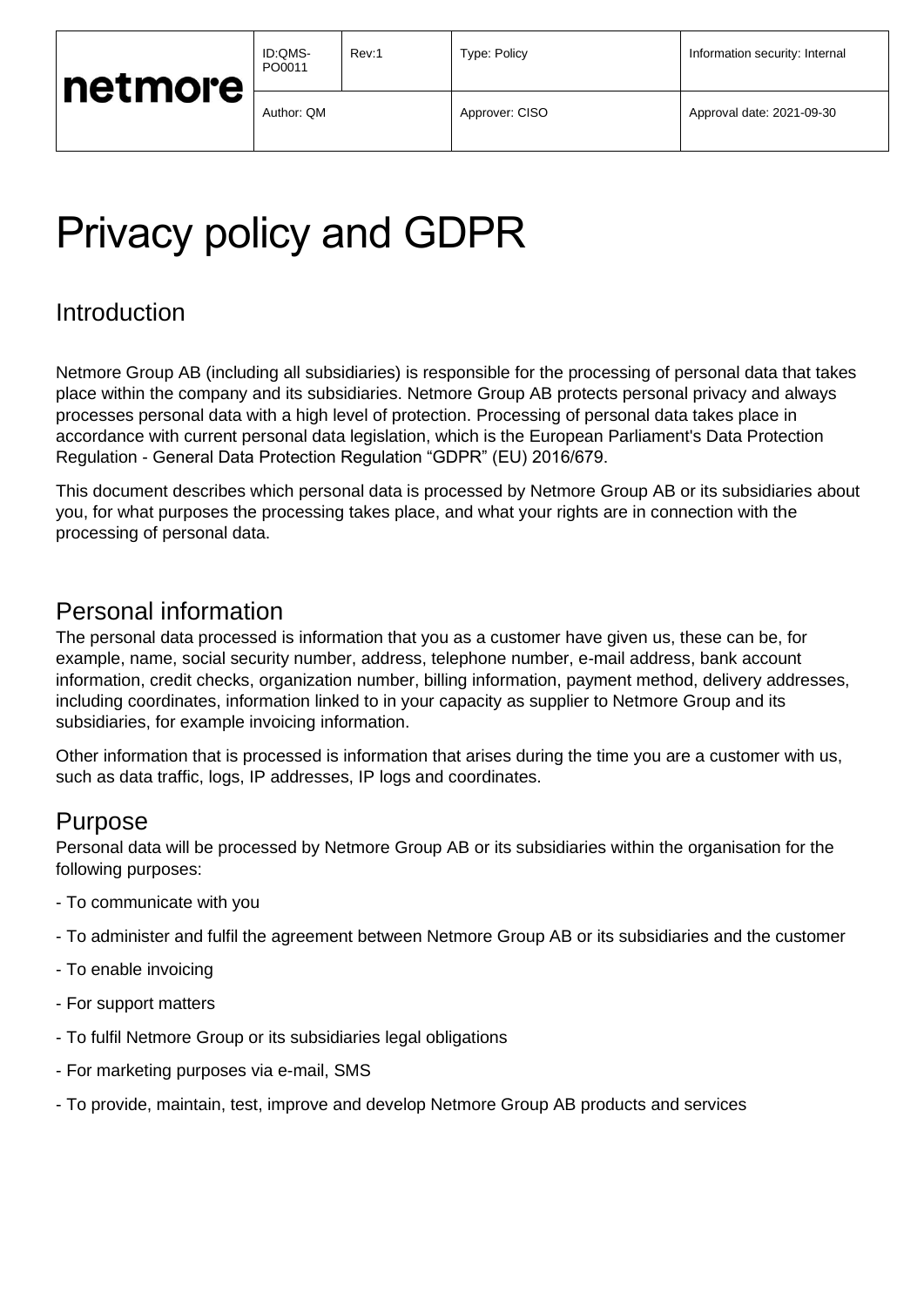# Privacy policy and GDPR

## Introduction

Netmore Group AB (including all subsidiaries) is responsible for the processing of personal data that takes place within the company and its subsidiaries. Netmore Group AB protects personal privacy and always processes personal data with a high level of protection. Processing of personal data takes place in accordance with current personal data legislation, which is the European Parliament's Data Protection Regulation - General Data Protection Regulation "GDPR" (EU) 2016/679.

This document describes which personal data is processed by Netmore Group AB or its subsidiaries about you, for what purposes the processing takes place, and what your rights are in connection with the processing of personal data.

## Personal information

The personal data processed is information that you as a customer have given us, these can be, for example, name, social security number, address, telephone number, e-mail address, bank account information, credit checks, organization number, billing information, payment method, delivery addresses, including coordinates, information linked to in your capacity as supplier to Netmore Group and its subsidiaries, for example invoicing information.

Other information that is processed is information that arises during the time you are a customer with us, such as data traffic, logs, IP addresses, IP logs and coordinates.

## Purpose

Personal data will be processed by Netmore Group AB or its subsidiaries within the organisation for the following purposes:

- To communicate with you
- To administer and fulfil the agreement between Netmore Group AB or its subsidiaries and the customer
- To enable invoicing
- For support matters
- To fulfil Netmore Group or its subsidiaries legal obligations
- For marketing purposes via e-mail, SMS
- To provide, maintain, test, improve and develop Netmore Group AB products and services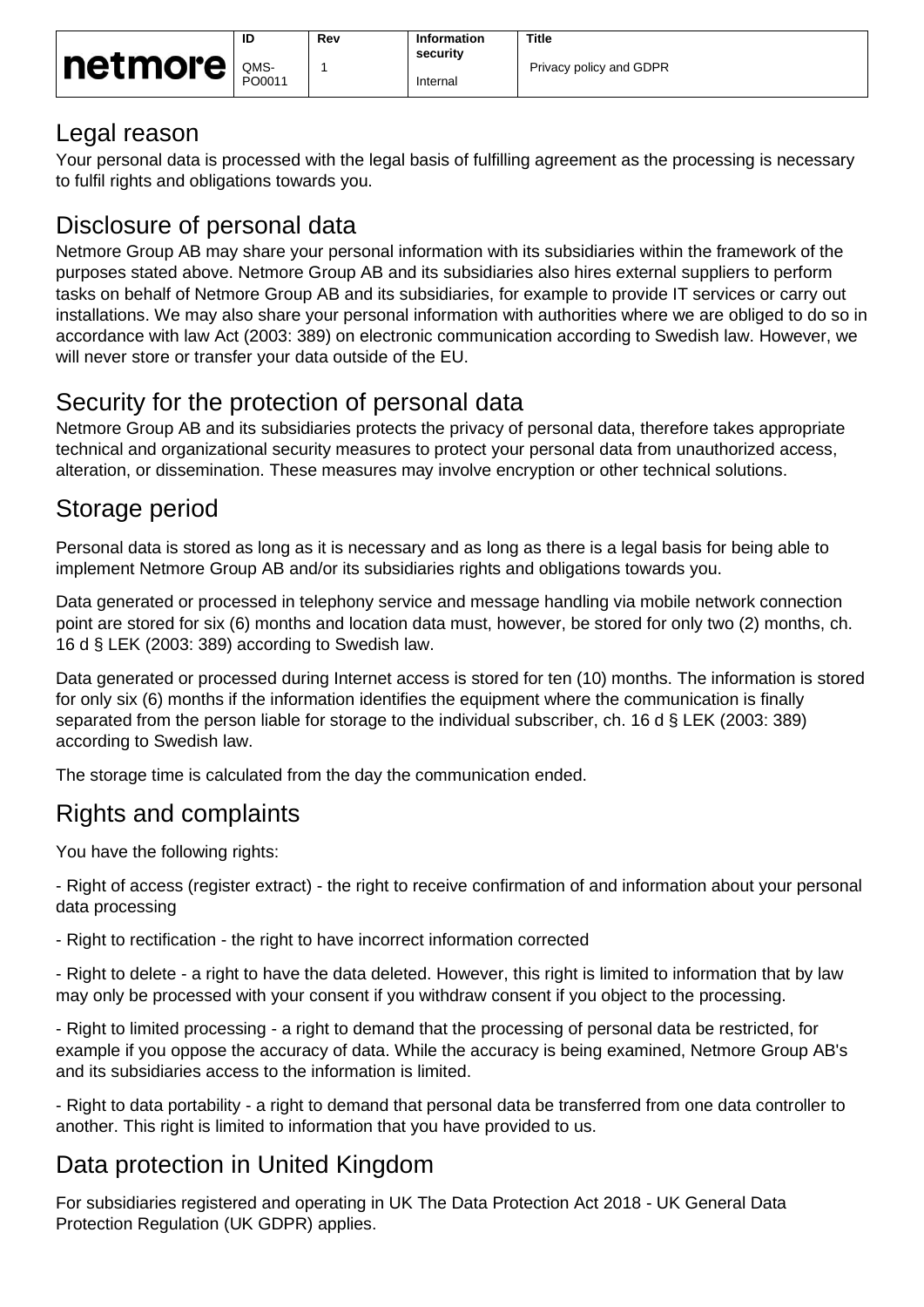## Legal reason

Your personal data is processed with the legal basis of fulfilling agreement as the processing is necessary to fulfil rights and obligations towards you.

## Disclosure of personal data

Netmore Group AB may share your personal information with its subsidiaries within the framework of the purposes stated above. Netmore Group AB and its subsidiaries also hires external suppliers to perform tasks on behalf of Netmore Group AB and its subsidiaries, for example to provide IT services or carry out installations. We may also share your personal information with authorities where we are obliged to do so in accordance with law Act (2003: 389) on electronic communication according to Swedish law. However, we will never store or transfer your data outside of the EU.

## Security for the protection of personal data

Netmore Group AB and its subsidiaries protects the privacy of personal data, therefore takes appropriate technical and organizational security measures to protect your personal data from unauthorized access, alteration, or dissemination. These measures may involve encryption or other technical solutions.

## Storage period

Personal data is stored as long as it is necessary and as long as there is a legal basis for being able to implement Netmore Group AB and/or its subsidiaries rights and obligations towards you.

Data generated or processed in telephony service and message handling via mobile network connection point are stored for six (6) months and location data must, however, be stored for only two (2) months, ch. 16 d § LEK (2003: 389) according to Swedish law.

Data generated or processed during Internet access is stored for ten (10) months. The information is stored for only six (6) months if the information identifies the equipment where the communication is finally separated from the person liable for storage to the individual subscriber, ch. 16 d § LEK (2003: 389) according to Swedish law.

The storage time is calculated from the day the communication ended.

## Rights and complaints

You have the following rights:

- Right of access (register extract) - the right to receive confirmation of and information about your personal data processing

- Right to rectification - the right to have incorrect information corrected

- Right to delete - a right to have the data deleted. However, this right is limited to information that by law may only be processed with your consent if you withdraw consent if you object to the processing.

- Right to limited processing - a right to demand that the processing of personal data be restricted, for example if you oppose the accuracy of data. While the accuracy is being examined, Netmore Group AB's and its subsidiaries access to the information is limited.

- Right to data portability - a right to demand that personal data be transferred from one data controller to another. This right is limited to information that you have provided to us.

## Data protection in United Kingdom

For subsidiaries registered and operating in UK The Data Protection Act 2018 - UK General Data Protection Regulation (UK GDPR) applies.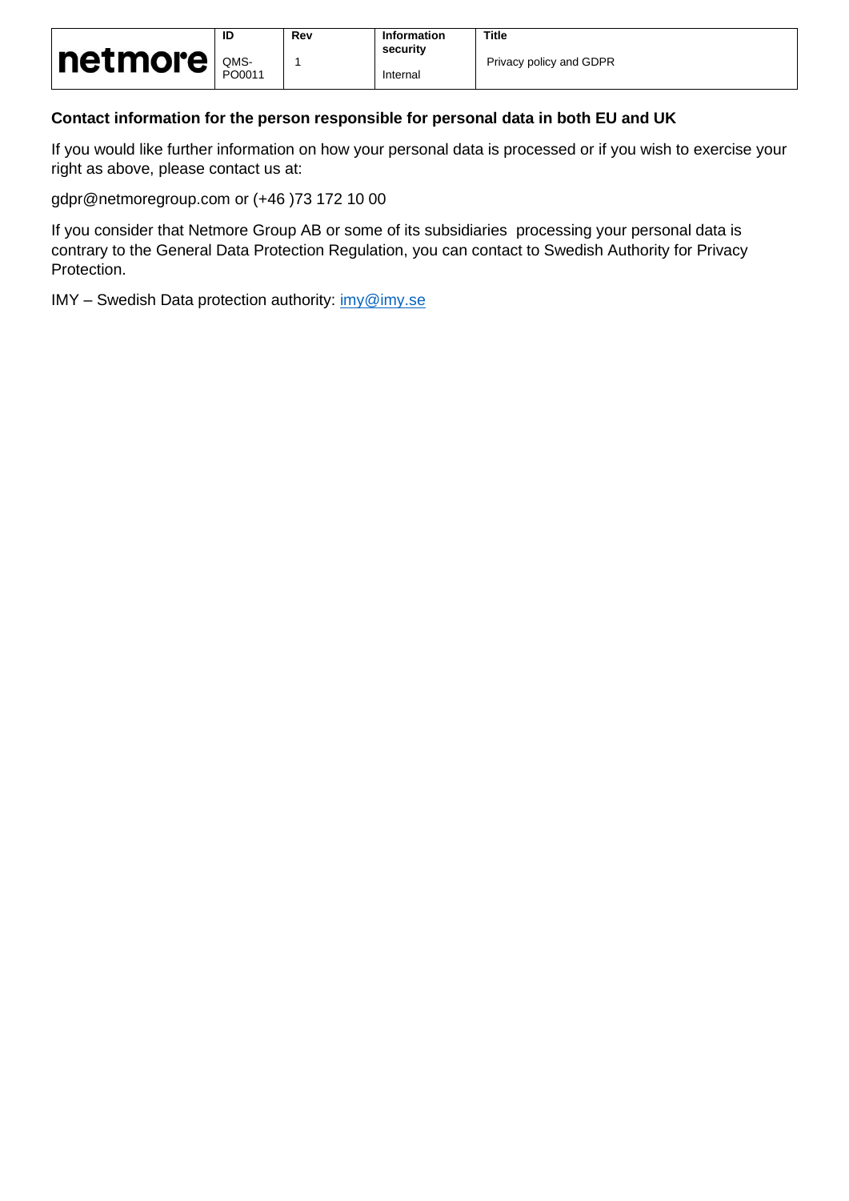**Contact information for the person responsible for personal data in both EU and UK**

If you would like further information on how your personal data is processed or if you wish to exercise your right as above, please contact us at:

gdpr@netmoregroup.com or (+46 )73 172 10 00

If you consider that Netmore Group AB or some of its subsidiaries  processing your personal data is contrary to the General Data Protection Regulation, you can contact to Swedish Authority for Privacy Protection.

IMY – Swedish Data protection authority: imy@imy.se